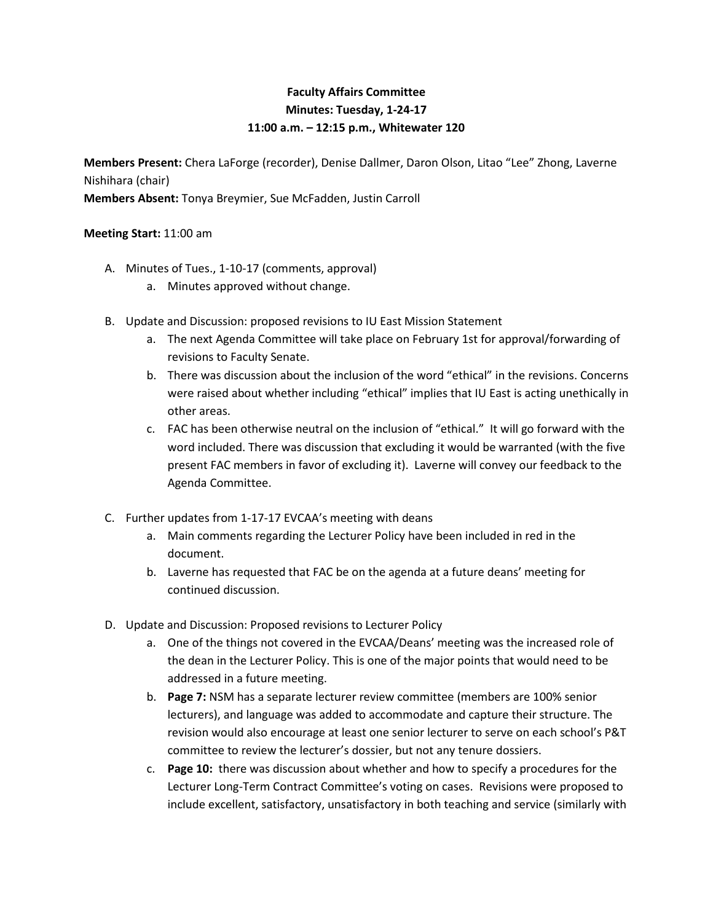**Faculty Affairs Committee**
**Minutes: Tuesday, 1-24-17**
**11:00 a.m. – 12:15 p.m., Whitewater 120**

**Members Present:** Chera LaForge (recorder), Denise Dallmer, Daron Olson, Litao "Lee" Zhong, Laverne Nishihara (chair)
**Members Absent:** Tonya Breymier, Sue McFadden, Justin Carroll

**Meeting Start:** 11:00 am

A. Minutes of Tues., 1-10-17 (comments, approval)
   a. Minutes approved without change.

B. Update and Discussion: proposed revisions to IU East Mission Statement
   a. The next Agenda Committee will take place on February 1st for approval/forwarding of revisions to Faculty Senate.
   b. There was discussion about the inclusion of the word "ethical" in the revisions. Concerns were raised about whether including "ethical" implies that IU East is acting unethically in other areas.
   c. FAC has been otherwise neutral on the inclusion of "ethical." It will go forward with the word included. There was discussion that excluding it would be warranted (with the five present FAC members in favor of excluding it). Laverne will convey our feedback to the Agenda Committee.

C. Further updates from 1-17-17 EVCAA's meeting with deans
   a. Main comments regarding the Lecturer Policy have been included in red in the document.
   b. Laverne has requested that FAC be on the agenda at a future deans' meeting for continued discussion.

D. Update and Discussion: Proposed revisions to Lecturer Policy
   a. One of the things not covered in the EVCAA/Deans' meeting was the increased role of the dean in the Lecturer Policy. This is one of the major points that would need to be addressed in a future meeting.
   b. **Page 7:** NSM has a separate lecturer review committee (members are 100% senior lecturers), and language was added to accommodate and capture their structure. The revision would also encourage at least one senior lecturer to serve on each school's P&T committee to review the lecturer's dossier, but not any tenure dossiers.
   c. **Page 10:** there was discussion about whether and how to specify a procedures for the Lecturer Long-Term Contract Committee's voting on cases. Revisions were proposed to include excellent, satisfactory, unsatisfactory in both teaching and service (similarly with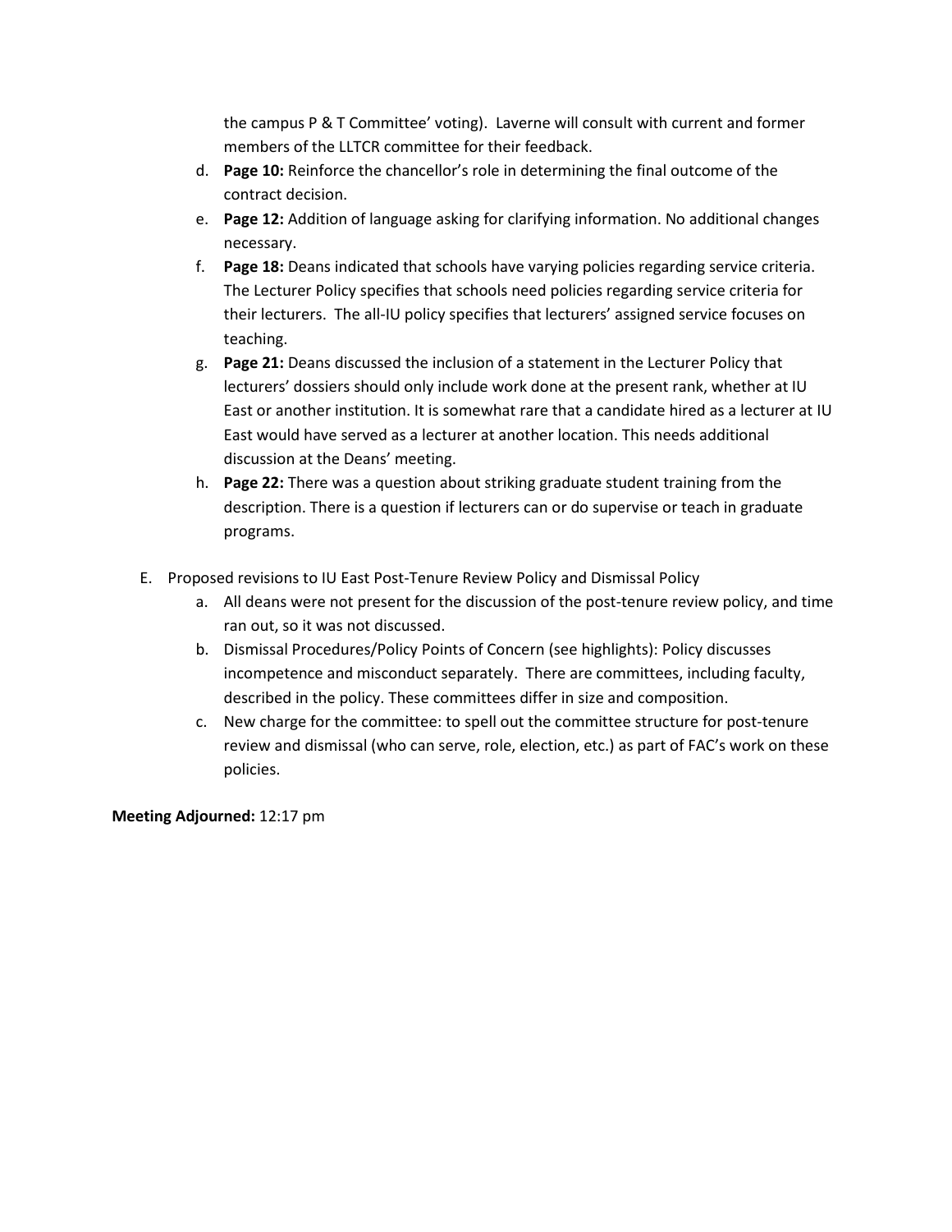the campus P & T Committee' voting). Laverne will consult with current and former members of the LLTCR committee for their feedback.

d. **Page 10:** Reinforce the chancellor's role in determining the final outcome of the contract decision.
e. **Page 12:** Addition of language asking for clarifying information. No additional changes necessary.
f. **Page 18:** Deans indicated that schools have varying policies regarding service criteria. The Lecturer Policy specifies that schools need policies regarding service criteria for their lecturers. The all-IU policy specifies that lecturers' assigned service focuses on teaching.
g. **Page 21:** Deans discussed the inclusion of a statement in the Lecturer Policy that lecturers' dossiers should only include work done at the present rank, whether at IU East or another institution. It is somewhat rare that a candidate hired as a lecturer at IU East would have served as a lecturer at another location. This needs additional discussion at the Deans' meeting.
h. **Page 22:** There was a question about striking graduate student training from the description. There is a question if lecturers can or do supervise or teach in graduate programs.

E. Proposed revisions to IU East Post-Tenure Review Policy and Dismissal Policy
   a. All deans were not present for the discussion of the post-tenure review policy, and time ran out, so it was not discussed.
   b. Dismissal Procedures/Policy Points of Concern (see highlights): Policy discusses incompetence and misconduct separately. There are committees, including faculty, described in the policy. These committees differ in size and composition.
   c. New charge for the committee: to spell out the committee structure for post-tenure review and dismissal (who can serve, role, election, etc.) as part of FAC's work on these policies.

**Meeting Adjourned:** 12:17 pm